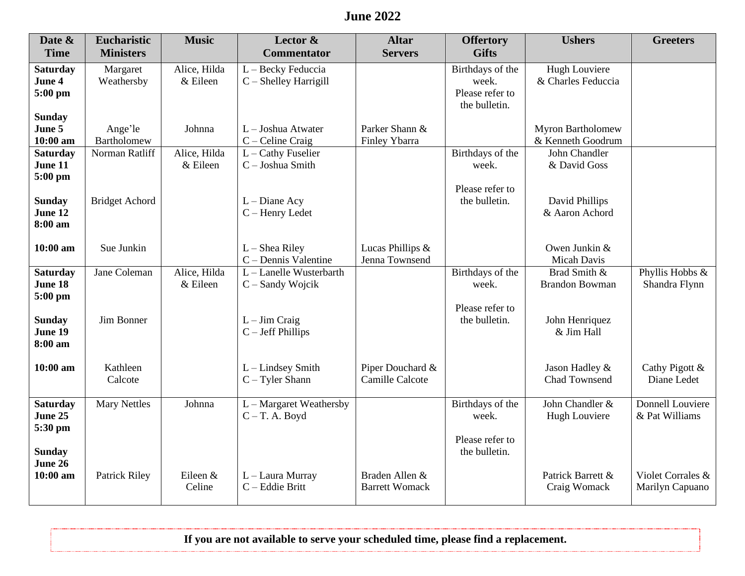# June 2022

| Date & Time | Eucharistic Ministers | Music | Lector & Commentator | Altar Servers | Offertory Gifts | Ushers | Greeters |
|---|---|---|---|---|---|---|---|
| **Saturday June 4 5:00 pm** | Margaret Weathersby | Alice, Hilda & Eileen | L – Becky Feduccia<br>C – Shelley Harrigill | | Birthdays of the week. Please refer to the bulletin. | Hugh Louviere & Charles Feduccia | |
| **Sunday June 5 10:00 am** | Ange'le Bartholomew | Johnna | L – Joshua Atwater<br>C – Celine Craig | Parker Shann & Finley Ybarra | | Myron Bartholomew & Kenneth Goodrum | |
| **Saturday June 11 5:00 pm** | Norman Ratliff | Alice, Hilda & Eileen | L – Cathy Fuselier<br>C – Joshua Smith | | Birthdays of the week.<br><br>Please refer to the bulletin. | John Chandler & David Goss | |
| **Sunday June 12 8:00 am** | Bridget Achord | | L – Diane Acy<br>C – Henry Ledet | | | David Phillips & Aaron Achord | |
| **10:00 am** | Sue Junkin | | L – Shea Riley<br>C – Dennis Valentine | Lucas Phillips & Jenna Townsend | | Owen Junkin & Micah Davis | |
| **Saturday June 18 5:00 pm** | Jane Coleman | Alice, Hilda & Eileen | L – Lanelle Wusterbarth<br>C – Sandy Wojcik | | Birthdays of the week.<br><br>Please refer to the bulletin. | Brad Smith & Brandon Bowman | Phyllis Hobbs & Shandra Flynn |
| **Sunday June 19 8:00 am** | Jim Bonner | | L – Jim Craig<br>C – Jeff Phillips | | | John Henriquez & Jim Hall | |
| **10:00 am** | Kathleen Calcote | | L – Lindsey Smith<br>C – Tyler Shann | Piper Douchard & Camille Calcote | | Jason Hadley & Chad Townsend | Cathy Pigott & Diane Ledet |
| **Saturday June 25 5:30 pm** | Mary Nettles | Johnna | L – Margaret Weathersby<br>C – T. A. Boyd | | Birthdays of the week.<br><br>Please refer to the bulletin. | John Chandler & Hugh Louviere | Donnell Louviere & Pat Williams |
| **Sunday June 26 10:00 am** | Patrick Riley | Eileen & Celine | L – Laura Murray<br>C – Eddie Britt | Braden Allen & Barrett Womack | | Patrick Barrett & Craig Womack | Violet Corrales & Marilyn Capuano |

**If you are not available to serve your scheduled time, please find a replacement.**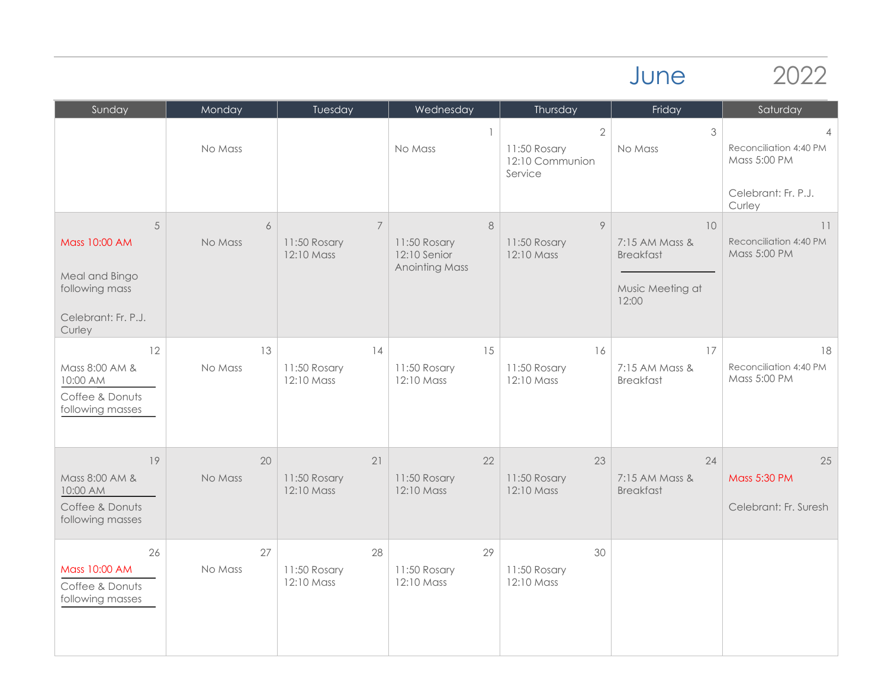# June 2022

| Sunday | Monday | Tuesday | Wednesday | Thursday | Friday | Saturday |
|---|---|---|---|---|---|---|
| | No Mass | | 1<br>No Mass | 2<br>11:50 Rosary<br>12:10 Communion Service | 3<br>No Mass | 4<br>Reconciliation 4:40 PM<br>Mass 5:00 PM<br>Celebrant: Fr. P.J. Curley |
| 5<br>Mass 10:00 AM<br>Meal and Bingo following mass<br>Celebrant: Fr. P.J. Curley | 6<br>No Mass | 7<br>11:50 Rosary<br>12:10 Mass | 8<br>11:50 Rosary<br>12:10 Senior Anointing Mass | 9<br>11:50 Rosary<br>12:10 Mass | 10<br>7:15 AM Mass & Breakfast<br>Music Meeting at 12:00 | 11<br>Reconciliation 4:40 PM<br>Mass 5:00 PM |
| 12<br>Mass 8:00 AM & 10:00 AM<br>Coffee & Donuts following masses | 13<br>No Mass | 14<br>11:50 Rosary<br>12:10 Mass | 15<br>11:50 Rosary<br>12:10 Mass | 16<br>11:50 Rosary<br>12:10 Mass | 17<br>7:15 AM Mass & Breakfast | 18<br>Reconciliation 4:40 PM<br>Mass 5:00 PM |
| 19<br>Mass 8:00 AM & 10:00 AM<br>Coffee & Donuts following masses | 20<br>No Mass | 21<br>11:50 Rosary<br>12:10 Mass | 22<br>11:50 Rosary<br>12:10 Mass | 23<br>11:50 Rosary<br>12:10 Mass | 24<br>7:15 AM Mass & Breakfast | 25<br>Mass 5:30 PM<br>Celebrant: Fr. Suresh |
| 26<br>Mass 10:00 AM<br>Coffee & Donuts following masses | 27<br>No Mass | 28<br>11:50 Rosary<br>12:10 Mass | 29<br>11:50 Rosary<br>12:10 Mass | 30<br>11:50 Rosary<br>12:10 Mass | | |